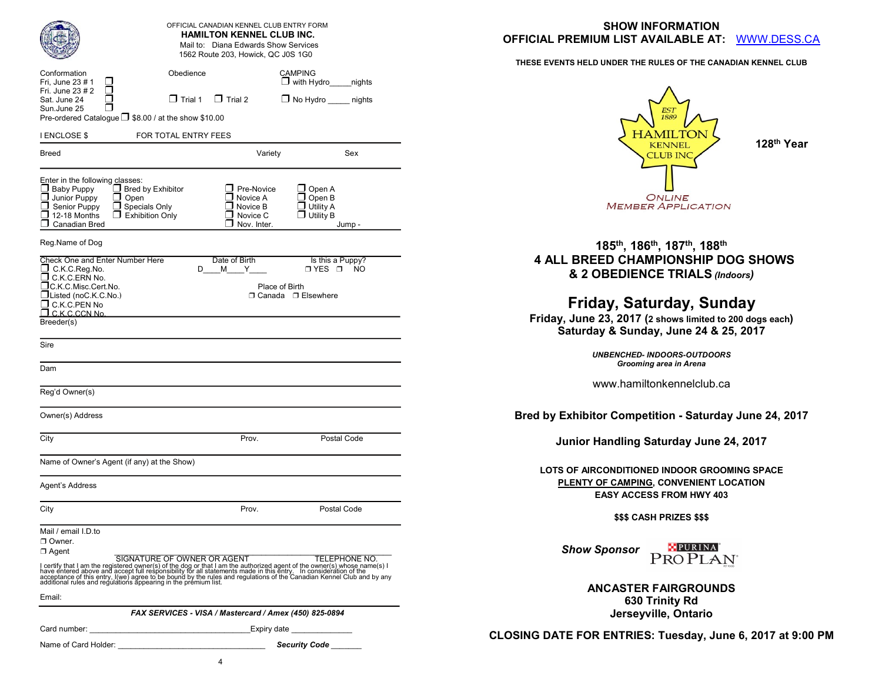OFFICIAL CANADIAN KENNEL CLUB ENTRY FORM

**HAMILTON KENNEL CLUB INC.**

Mail to: Diana Edwards Show Services
1562 Route 203, Howick, QC J0S 1G0

Conformation
- ❒ Fri, June 23 # 1
- ❒ Fri. June 23 # 2
- ❒ Sat. June 24
- ❒ Sun.June 25

Obedience
- ❒ Trial 1
- ❒ Trial 2

CAMPING
- ❒ with Hydro_____nights
- ❒ No Hydro _____ nights

Pre-ordered Catalogue ❒ $8.00 / at the show $10.00

I ENCLOSE $ FOR TOTAL ENTRY FEES

Breed | Variety | Sex

Enter in the following classes:

- ❒ Baby Puppy
- ❒ Junior Puppy
- ❒ Senior Puppy
- ❒ 12-18 Months
- ❒ Canadian Bred
- ❒ Bred by Exhibitor
- ❒ Open
- ❒ Specials Only
- ❒ Exhibition Only
- ❒ Pre-Novice
- ❒ Novice A
- ❒ Novice B
- ❒ Novice C
- ❒ Nov. Inter.
- ❒ Open A
- ❒ Open B
- ❒ Utility A
- ❒ Utility B

Jump -

Reg.Name of Dog

Check One and Enter Number Here
- ❒ C.K.C.Reg.No.
- ❒ C.K.C.ERN No.
- ❒ C.K.C.Misc.Cert.No.
- ❒ Listed (noC.K.C.No.)
- ❒ C.K.C.PEN No
- ❒ C.K.C.CCN No.

Date of Birth D____M____Y____

Is this a Puppy? ❒ YES ❒ NO

Place of Birth ❒ Canada ❒ Elsewhere

Breeder(s)

Sire

Dam

Reg'd Owner(s)

Owner(s) Address

City | Prov. | Postal Code

Name of Owner's Agent (if any) at the Show)

Agent's Address

City | Prov. | Postal Code

Mail / email I.D.to
- ❒ Owner.
- ❒ Agent

SIGNATURE OF OWNER OR AGENT | TELEPHONE NO.

I certify that I am the registered owner(s) of the dog or that I am the authorized agent of the owner(s) whose name(s) I have entered above and accept full responsibility for all statements made in this entry. In consideration of the acceptance of this entry, I(we) agree to be bound by the rules and regulations of the Canadian Kennel Club and by any additional rules and regulations appearing in the premium list.

Email:

***FAX SERVICES - VISA / Mastercard / Amex (450) 825-0894***

Card number: ____________________________________Expiry date ______________

Name of Card Holder: _________________________________ ***Security Code*** _______

## SHOW INFORMATION
## OFFICIAL PREMIUM LIST AVAILABLE AT: WWW.DESS.CA

**THESE EVENTS HELD UNDER THE RULES OF THE CANADIAN KENNEL CLUB**

EST 1889
HAMILTON KENNEL CLUB INC

ONLINE MEMBER APPLICATION

**128th Year**

## 185th, 186th, 187th, 188th
## 4 ALL BREED CHAMPIONSHIP DOG SHOWS & 2 OBEDIENCE TRIALS *(Indoors)*

# Friday, Saturday, Sunday

**Friday, June 23, 2017 (2 shows limited to 200 dogs each)**
**Saturday & Sunday, June 24 & 25, 2017**

***UNBENCHED- INDOORS-OUTDOORS***
***Grooming area in Arena***

www.hamiltonkennelclub.ca

**Bred by Exhibitor Competition - Saturday June 24, 2017**

**Junior Handling Saturday June 24, 2017**

**LOTS OF AIRCONDITIONED INDOOR GROOMING SPACE**
**PLENTY OF CAMPING, CONVENIENT LOCATION**
**EASY ACCESS FROM HWY 403**

**$$$ CASH PRIZES $$$**

***Show Sponsor*** PURINA PRO PLAN

**ANCASTER FAIRGROUNDS**
**630 Trinity Rd**
**Jerseyville, Ontario**

**CLOSING DATE FOR ENTRIES: Tuesday, June 6, 2017 at 9:00 PM**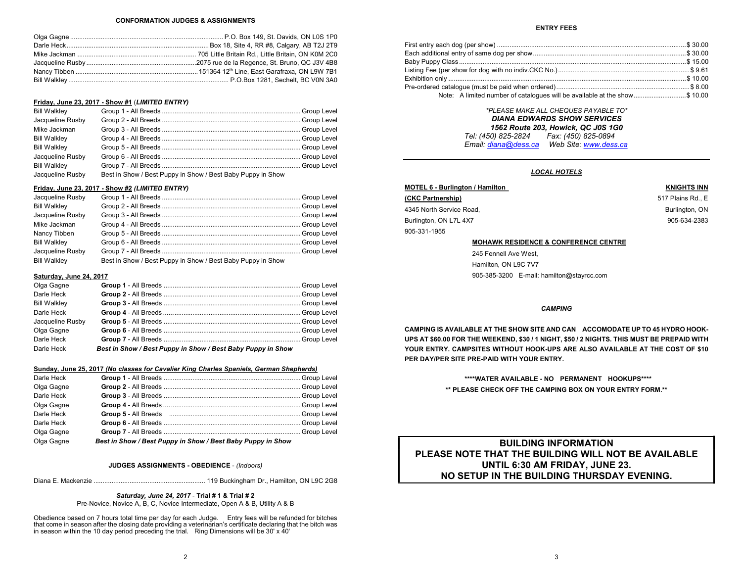**CONFORMATION JUDGES & ASSIGNMENTS**

| | |
|---|---|
| Olga Gagne | P.O. Box 149, St. Davids, ON L0S 1P0 |
| Darle Heck | Box 18, Site 4, RR #8, Calgary, AB T2J 2T9 |
| Mike Jackman | 705 Little Britain Rd., Little Britain, ON K0M 2C0 |
| Jacqueline Rusby | 2075 rue de la Regence, St. Bruno, QC J3V 4B8 |
| Nancy Tibben | 151364 12th Line, East Garafraxa, ON L9W 7B1 |
| Bill Walkley | P.O.Box 1281, Sechelt, BC V0N 3A0 |

**Friday, June 23, 2017 - Show #1** (*LIMITED ENTRY*)

| | | |
|---|---|---|
| Bill Walkley | Group 1 - All Breeds | Group Level |
| Jacqueline Rusby | Group 2 - All Breeds | Group Level |
| Mike Jackman | Group 3 - All Breeds | Group Level |
| Bill Walkley | Group 4 - All Breeds | Group Level |
| Bill Walkley | Group 5 - All Breeds | Group Level |
| Jacqueline Rusby | Group 6 - All Breeds | Group Level |
| Bill Walkley | Group 7 - All Breeds | Group Level |
| Jacqueline Rusby | Best in Show / Best Puppy in Show / Best Baby Puppy in Show | |

**Friday, June 23, 2017 - Show #2** (*LIMITED ENTRY*)

| | | |
|---|---|---|
| Jacqueline Rusby | Group 1 - All Breeds | Group Level |
| Bill Walkley | Group 2 - All Breeds | Group Level |
| Jacqueline Rusby | Group 3 - All Breeds | Group Level |
| Mike Jackman | Group 4 - All Breeds | Group Level |
| Nancy Tibben | Group 5 - All Breeds | Group Level |
| Bill Walkley | Group 6 - All Breeds | Group Level |
| Jacqueline Rusby | Group 7 - All Breeds | Group Level |
| Bill Walkley | Best in Show / Best Puppy in Show / Best Baby Puppy in Show | |

**Saturday, June 24, 2017**

| | | |
|---|---|---|
| Olga Gagne | **Group 1** - All Breeds | Group Level |
| Darle Heck | **Group 2** - All Breeds | Group Level |
| Bill Walkley | **Group 3** - All Breeds | Group Level |
| Darle Heck | **Group 4** - All Breeds | Group Level |
| Jacqueline Rusby | **Group 5** - All Breeds | Group Level |
| Olga Gagne | **Group 6** - All Breeds | Group Level |
| Darle Heck | **Group 7** - All Breeds | Group Level |
| Darle Heck | ***Best in Show / Best Puppy in Show / Best Baby Puppy in Show*** | |

**Sunday, June 25, 2017** ***(No classes for Cavalier King Charles Spaniels, German Shepherds)***

| | | |
|---|---|---|
| Darle Heck | **Group 1** - All Breeds | Group Level |
| Olga Gagne | **Group 2** - All Breeds | Group Level |
| Darle Heck | **Group 3** - All Breeds | Group Level |
| Olga Gagne | **Group 4** - All Breeds | Group Level |
| Darle Heck | **Group 5** - All Breeds | Group Level |
| Darle Heck | **Group 6** - All Breeds | Group Level |
| Olga Gagne | **Group 7** - All Breeds | Group Level |
| Olga Gagne | ***Best in Show / Best Puppy in Show / Best Baby Puppy in Show*** | |

**JUDGES ASSIGNMENTS - OBEDIENCE** - *(Indoors)*

Diana E. Mackenzie .............. 119 Buckingham Dr., Hamilton, ON L9C 2G8

***Saturday, June 24, 2017*** - **Trial # 1 & Trial # 2**
Pre-Novice, Novice A, B, C, Novice Intermediate, Open A & B, Utility A & B

Obedience based on 7 hours total time per day for each Judge. Entry fees will be refunded for bitches that come in season after the closing date providing a veterinarian's certificate declaring that the bitch was in season within the 10 day period preceding the trial. Ring Dimensions will be 30' x 40'

**ENTRY FEES**

| | |
|---|---|
| First entry each dog (per show) | $ 30.00 |
| Each additional entry of same dog per show | $ 30.00 |
| Baby Puppy Class | $ 15.00 |
| Listing Fee (per show for dog with no indiv.CKC No.) | $ 9.61 |
| Exhibition only | $ 10.00 |
| Pre-ordered catalogue (must be paid when ordered) | $ 8.00 |
| Note: A limited number of catalogues will be available at the show | $ 10.00 |

*\*PLEASE MAKE ALL CHEQUES PAYABLE TO\**
***DIANA EDWARDS SHOW SERVICES***
***1562 Route 203, Howick, QC J0S 1G0***
*Tel: (450) 825-2824 Fax: (450) 825-0894*
*Email: diana@dess.ca Web Site: www.dess.ca*

***LOCAL HOTELS***

**MOTEL 6 - Burlington / Hamilton**
**(CKC Partnership)**
4345 North Service Road,
Burlington, ON L7L 4X7
905-331-1955

**KNIGHTS INN**
517 Plains Rd., E
Burlington, ON
905-634-2383

**MOHAWK RESIDENCE & CONFERENCE CENTRE**
245 Fennell Ave West,
Hamilton, ON L9C 7V7
905-385-3200 E-mail: hamilton@stayrcc.com

***CAMPING***

**CAMPING IS AVAILABLE AT THE SHOW SITE AND CAN ACCOMODATE UP TO 45 HYDRO HOOK-UPS AT $60.00 FOR THE WEEKEND, $30 / 1 NIGHT, $50 / 2 NIGHTS. THIS MUST BE PREPAID WITH YOUR ENTRY. CAMPSITES WITHOUT HOOK-UPS ARE ALSO AVAILABLE AT THE COST OF $10 PER DAY/PER SITE PRE-PAID WITH YOUR ENTRY.**

**\*\*\*\*WATER AVAILABLE - NO PERMANENT HOOKUPS\*\*\*\***

**\*\* PLEASE CHECK OFF THE CAMPING BOX ON YOUR ENTRY FORM.\*\***

**BUILDING INFORMATION**
**PLEASE NOTE THAT THE BUILDING WILL NOT BE AVAILABLE UNTIL 6:30 AM FRIDAY, JUNE 23.**
**NO SETUP IN THE BUILDING THURSDAY EVENING.**